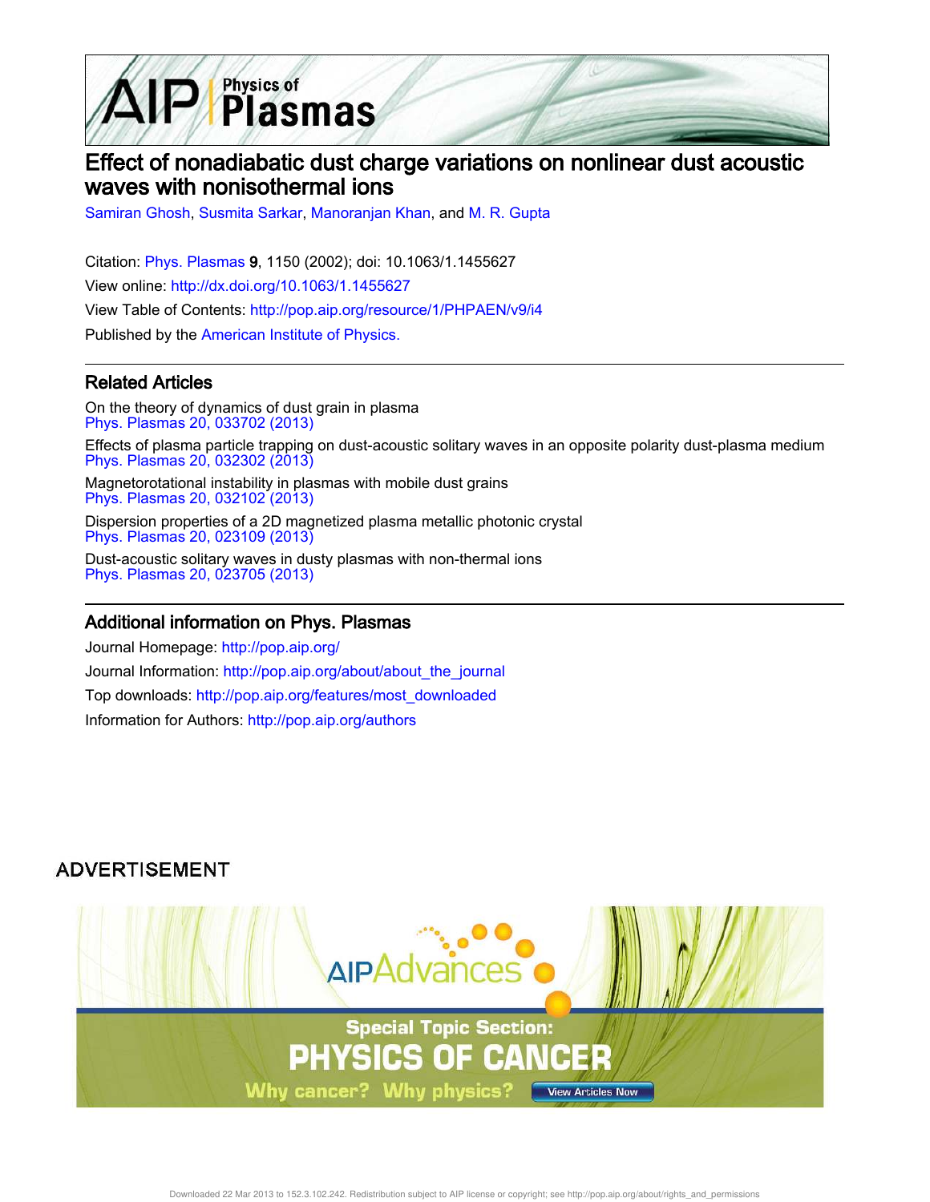# Effect of nonadiabatic dust charge variations on nonlinear dust acoustic waves with nonisothermal ions

Samiran Ghosh, Susmita Sarkar, Manoranjan Khan, and M. R. Gupta

Citation: Phys. Plasmas 9, 1150 (2002); doi: 10.1063/1.1455627

View online: http://dx.doi.org/10.1063/1.1455627

View Table of Contents: http://pop.aip.org/resource/1/PHPAEN/v9/i4

Published by the American Institute of Physics.

## Related Articles

On the theory of dynamics of dust grain in plasma
Phys. Plasmas 20, 033702 (2013)

Effects of plasma particle trapping on dust-acoustic solitary waves in an opposite polarity dust-plasma medium
Phys. Plasmas 20, 032302 (2013)

Magnetorotational instability in plasmas with mobile dust grains
Phys. Plasmas 20, 032102 (2013)

Dispersion properties of a 2D magnetized plasma metallic photonic crystal
Phys. Plasmas 20, 023109 (2013)

Dust-acoustic solitary waves in dusty plasmas with non-thermal ions
Phys. Plasmas 20, 023705 (2013)

## Additional information on Phys. Plasmas

Journal Homepage: http://pop.aip.org/

Journal Information: http://pop.aip.org/about/about_the_journal

Top downloads: http://pop.aip.org/features/most_downloaded

Information for Authors: http://pop.aip.org/authors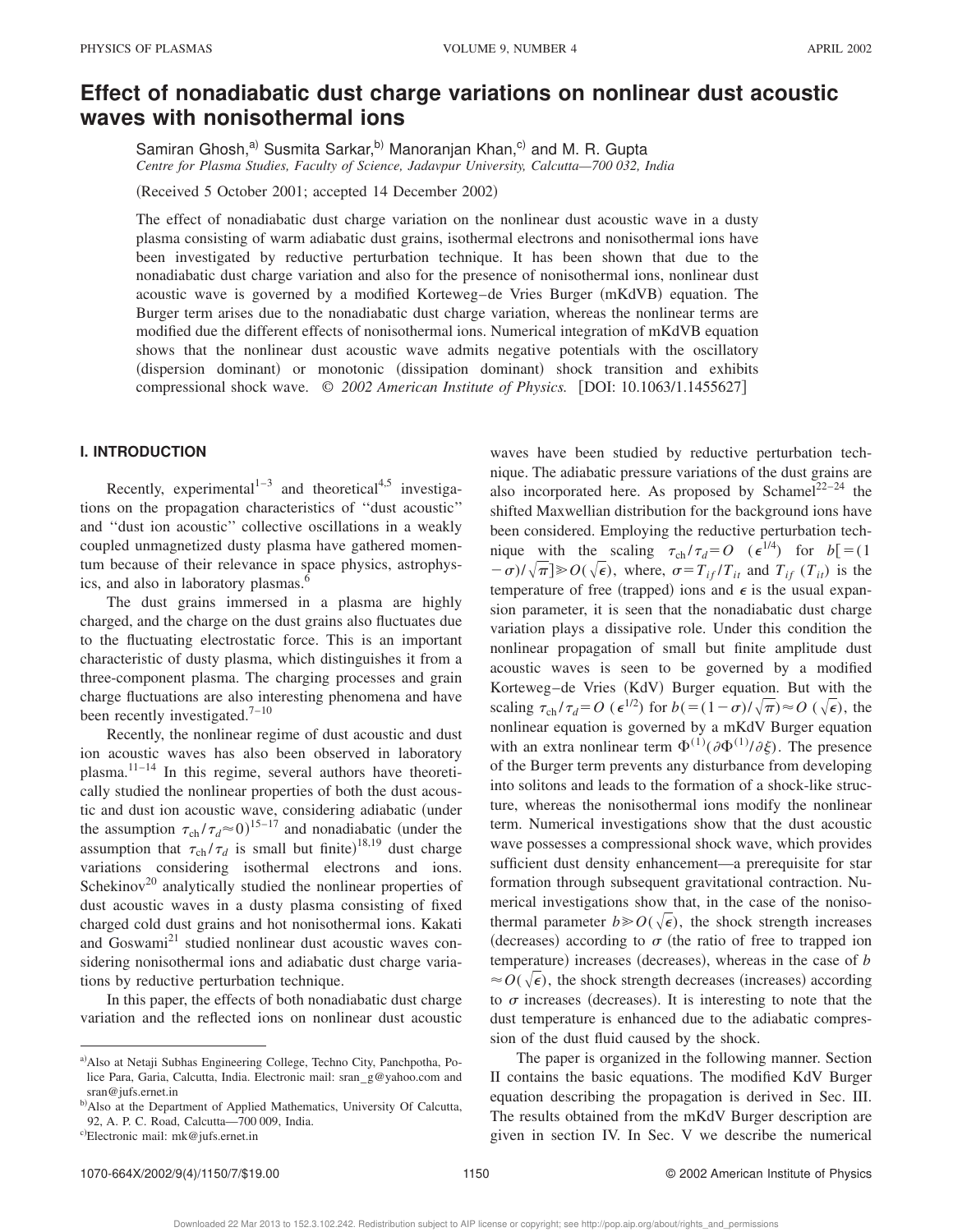# Effect of nonadiabatic dust charge variations on nonlinear dust acoustic waves with nonisothermal ions

Samiran Ghosh,[a] Susmita Sarkar,[b] Manoranjan Khan,[c] and M. R. Gupta

*Centre for Plasma Studies, Faculty of Science, Jadavpur University, Calcutta—700 032, India*

(Received 5 October 2001; accepted 14 December 2002)

The effect of nonadiabatic dust charge variation on the nonlinear dust acoustic wave in a dusty plasma consisting of warm adiabatic dust grains, isothermal electrons and nonisothermal ions have been investigated by reductive perturbation technique. It has been shown that due to the nonadiabatic dust charge variation and also for the presence of nonisothermal ions, nonlinear dust acoustic wave is governed by a modified Korteweg–de Vries Burger (mKdVB) equation. The Burger term arises due to the nonadiabatic dust charge variation, whereas the nonlinear terms are modified due the different effects of nonisothermal ions. Numerical integration of mKdVB equation shows that the nonlinear dust acoustic wave admits negative potentials with the oscillatory (dispersion dominant) or monotonic (dissipation dominant) shock transition and exhibits compressional shock wave. © *2002 American Institute of Physics.* [DOI: 10.1063/1.1455627]

## I. INTRODUCTION

Recently, experimental[1–3] and theoretical[4,5] investigations on the propagation characteristics of ''dust acoustic'' and ''dust ion acoustic'' collective oscillations in a weakly coupled unmagnetized dusty plasma have gathered momentum because of their relevance in space physics, astrophysics, and also in laboratory plasmas.[6]

The dust grains immersed in a plasma are highly charged, and the charge on the dust grains also fluctuates due to the fluctuating electrostatic force. This is an important characteristic of dusty plasma, which distinguishes it from a three-component plasma. The charging processes and grain charge fluctuations are also interesting phenomena and have been recently investigated.[7–10]

Recently, the nonlinear regime of dust acoustic and dust ion acoustic waves has also been observed in laboratory plasma.[11–14] In this regime, several authors have theoretically studied the nonlinear properties of both the dust acoustic and dust ion acoustic wave, considering adiabatic (under the assumption $\tau_{ch}/\tau_d \approx 0$)[15–17] and nonadiabatic (under the assumption that $\tau_{ch}/\tau_d$ is small but finite)[18,19] dust charge variations considering isothermal electrons and ions. Schekinov[20] analytically studied the nonlinear properties of dust acoustic waves in a dusty plasma consisting of fixed charged cold dust grains and hot nonisothermal ions. Kakati and Goswami[21] studied nonlinear dust acoustic waves considering nonisothermal ions and adiabatic dust charge variations by reductive perturbation technique.

In this paper, the effects of both nonadiabatic dust charge variation and the reflected ions on nonlinear dust acoustic waves have been studied by reductive perturbation technique. The adiabatic pressure variations of the dust grains are also incorporated here. As proposed by Schamel[22–24] the shifted Maxwellian distribution for the background ions have been considered. Employing the reductive perturbation technique with the scaling $\tau_{ch}/\tau_d = O(\epsilon^{1/4})$ for $b[=(1-\sigma)/\sqrt{\pi}] \gg O(\sqrt{\epsilon})$, where, $\sigma = T_{if}/T_{it}$ and $T_{if}$ ($T_{it}$) is the temperature of free (trapped) ions and $\epsilon$ is the usual expansion parameter, it is seen that the nonadiabatic dust charge variation plays a dissipative role. Under this condition the nonlinear propagation of small but finite amplitude dust acoustic waves is seen to be governed by a modified Korteweg–de Vries (KdV) Burger equation. But with the scaling $\tau_{ch}/\tau_d = O(\epsilon^{1/2})$ for $b(=(1-\sigma)/\sqrt{\pi}) \approx O(\sqrt{\epsilon})$, the nonlinear equation is governed by a mKdV Burger equation with an extra nonlinear term $\Phi^{(1)}(\partial\Phi^{(1)}/\partial\xi)$. The presence of the Burger term prevents any disturbance from developing into solitons and leads to the formation of a shock-like structure, whereas the nonisothermal ions modify the nonlinear term. Numerical investigations show that the dust acoustic wave possesses a compressional shock wave, which provides sufficient dust density enhancement—a prerequisite for star formation through subsequent gravitational contraction. Numerical investigations show that, in the case of the nonisothermal parameter $b \gg O(\sqrt{\epsilon})$, the shock strength increases (decreases) according to $\sigma$ (the ratio of free to trapped ion temperature) increases (decreases), whereas in the case of $b \approx O(\sqrt{\epsilon})$, the shock strength decreases (increases) according to $\sigma$ increases (decreases). It is interesting to note that the dust temperature is enhanced due to the adiabatic compression of the dust fluid caused by the shock.

The paper is organized in the following manner. Section II contains the basic equations. The modified KdV Burger equation describing the propagation is derived in Sec. III. The results obtained from the mKdV Burger description are given in section IV. In Sec. V we describe the numerical

---

[a] Also at Netaji Subhas Engineering College, Techno City, Panchpotha, Police Para, Garia, Calcutta, India. Electronic mail: sran_g@yahoo.com and sran@jufs.ernet.in

[b] Also at the Department of Applied Mathematics, University Of Calcutta, 92, A. P. C. Road, Calcutta—700 009, India.

[c] Electronic mail: mk@jufs.ernet.in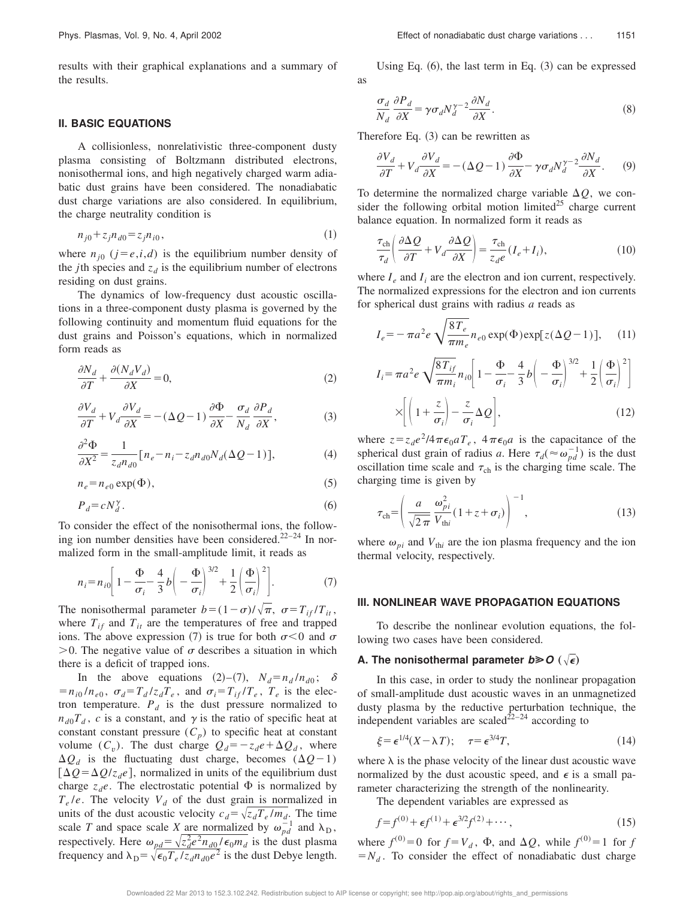results with their graphical explanations and a summary of the results.

## II. BASIC EQUATIONS

A collisionless, nonrelativistic three-component dusty plasma consisting of Boltzmann distributed electrons, nonisothermal ions, and high negatively charged warm adiabatic dust grains have been considered. The nonadiabatic dust charge variations are also considered. In equilibrium, the charge neutrality condition is

$$n_{j0}+z_j n_{d0}=z_j n_{i0}, \tag{1}$$

where $n_{j0}$ $(j=e,i,d)$ is the equilibrium number density of the $j$th species and $z_d$ is the equilibrium number of electrons residing on dust grains.

The dynamics of low-frequency dust acoustic oscillations in a three-component dusty plasma is governed by the following continuity and momentum fluid equations for the dust grains and Poisson's equations, which in normalized form reads as

$$\frac{\partial N_d}{\partial T}+\frac{\partial (N_d V_d)}{\partial X}=0, \tag{2}$$

$$\frac{\partial V_d}{\partial T}+V_d\frac{\partial V_d}{\partial X}=-(\Delta Q-1)\frac{\partial \Phi}{\partial X}-\frac{\sigma_d}{N_d}\frac{\partial P_d}{\partial X}, \tag{3}$$

$$\frac{\partial^2 \Phi}{\partial X^2}=\frac{1}{z_d n_{d0}}[n_e-n_i-z_d n_{d0}N_d(\Delta Q-1)], \tag{4}$$

$$n_e=n_{e0}\exp(\Phi), \tag{5}$$

$$P_d=cN_d^{\gamma}. \tag{6}$$

To consider the effect of the nonisothermal ions, the following ion number densities have been considered.[22–24] In normalized form in the small-amplitude limit, it reads as

$$n_i=n_{i0}\left[1-\frac{\Phi}{\sigma_i}-\frac{4}{3}b\left(-\frac{\Phi}{\sigma_i}\right)^{3/2}+\frac{1}{2}\left(\frac{\Phi}{\sigma_i}\right)^2\right]. \tag{7}$$

The nonisothermal parameter $b=(1-\sigma)/\sqrt{\pi}$, $\sigma=T_{if}/T_{it}$, where $T_{if}$ and $T_{it}$ are the temperatures of free and trapped ions. The above expression (7) is true for both $\sigma<0$ and $\sigma>0$. The negative value of $\sigma$ describes a situation in which there is a deficit of trapped ions.

In the above equations (2)–(7), $N_d=n_d/n_{d0}$; $\delta=n_{i0}/n_{e0}$, $\sigma_d=T_d/z_dT_e$, and $\sigma_i=T_{if}/T_e$, $T_e$ is the electron temperature. $P_d$ is the dust pressure normalized to $n_{d0}T_d$, $c$ is a constant, and $\gamma$ is the ratio of specific heat at constant constant pressure $(C_p)$ to specific heat at constant volume $(C_v)$. The dust charge $Q_d=-z_de+\Delta Q_d$, where $\Delta Q_d$ is the fluctuating dust charge, becomes $(\Delta Q-1)$ $[\Delta Q=\Delta Q/z_de]$, normalized in units of the equilibrium dust charge $z_de$. The electrostatic potential $\Phi$ is normalized by $T_e/e$. The velocity $V_d$ of the dust grain is normalized in units of the dust acoustic velocity $c_d=\sqrt{z_dT_e/m_d}$. The time scale $T$ and space scale $X$ are normalized by $\omega_{pd}^{-1}$ and $\lambda_D$, respectively. Here $\omega_{pd}=\sqrt{z_d^2e^2n_{d0}/\epsilon_0 m_d}$ is the dust plasma frequency and $\lambda_D=\sqrt{\epsilon_0 T_e/z_d n_{d0}e^2}$ is the dust Debye length.

Using Eq. (6), the last term in Eq. (3) can be expressed as

$$\frac{\sigma_d}{N_d}\frac{\partial P_d}{\partial X}=\gamma\sigma_d N_d^{\gamma-2}\frac{\partial N_d}{\partial X}. \tag{8}$$

Therefore Eq. (3) can be rewritten as

$$\frac{\partial V_d}{\partial T}+V_d\frac{\partial V_d}{\partial X}=-(\Delta Q-1)\frac{\partial \Phi}{\partial X}-\gamma\sigma_d N_d^{\gamma-2}\frac{\partial N_d}{\partial X}. \tag{9}$$

To determine the normalized charge variable $\Delta Q$, we consider the following orbital motion limited[25] charge current balance equation. In normalized form it reads as

$$\frac{\tau_{ch}}{\tau_d}\left(\frac{\partial \Delta Q}{\partial T}+V_d\frac{\partial \Delta Q}{\partial X}\right)=\frac{\tau_{ch}}{z_de}(I_e+I_i), \tag{10}$$

where $I_e$ and $I_i$ are the electron and ion current, respectively. The normalized expressions for the electron and ion currents for spherical dust grains with radius $a$ reads as

$$I_e=-\pi a^2 e\sqrt{\frac{8T_e}{\pi m_e}}n_{e0}\exp(\Phi)\exp[z(\Delta Q-1)], \tag{11}$$

$$I_i=\pi a^2 e\sqrt{\frac{8T_{if}}{\pi m_i}}n_{i0}\left[1-\frac{\Phi}{\sigma_i}-\frac{4}{3}b\left(-\frac{\Phi}{\sigma_i}\right)^{3/2}+\frac{1}{2}\left(\frac{\Phi}{\sigma_i}\right)^2\right]\times\left[\left(1+\frac{z}{\sigma_i}\right)-\frac{z}{\sigma_i}\Delta Q\right], \tag{12}$$

where $z=z_de^2/4\pi\epsilon_0 aT_e$, $4\pi\epsilon_0 a$ is the capacitance of the spherical dust grain of radius $a$. Here $\tau_d(\approx\omega_{pd}^{-1})$ is the dust oscillation time scale and $\tau_{ch}$ is the charging time scale. The charging time is given by

$$\tau_{ch}=\left(\frac{a}{\sqrt{2\pi}}\frac{\omega_{pi}^2}{V_{thi}}(1+z+\sigma_i)\right)^{-1}, \tag{13}$$

where $\omega_{pi}$ and $V_{thi}$ are the ion plasma frequency and the ion thermal velocity, respectively.

## III. NONLINEAR WAVE PROPAGATION EQUATIONS

To describe the nonlinear evolution equations, the following two cases have been considered.

### A. The nonisothermal parameter $b \gg O(\sqrt{\epsilon})$

In this case, in order to study the nonlinear propagation of small-amplitude dust acoustic waves in an unmagnetized dusty plasma by the reductive perturbation technique, the independent variables are scaled[22–24] according to

$$\xi=\epsilon^{1/4}(X-\lambda T);\quad \tau=\epsilon^{3/4}T, \tag{14}$$

where $\lambda$ is the phase velocity of the linear dust acoustic wave normalized by the dust acoustic speed, and $\epsilon$ is a small parameter characterizing the strength of the nonlinearity.

The dependent variables are expressed as

$$f=f^{(0)}+\epsilon f^{(1)}+\epsilon^{3/2}f^{(2)}+\cdots, \tag{15}$$

where $f^{(0)}=0$ for $f=V_d$, $\Phi$, and $\Delta Q$, while $f^{(0)}=1$ for $f=N_d$. To consider the effect of nonadiabatic dust charge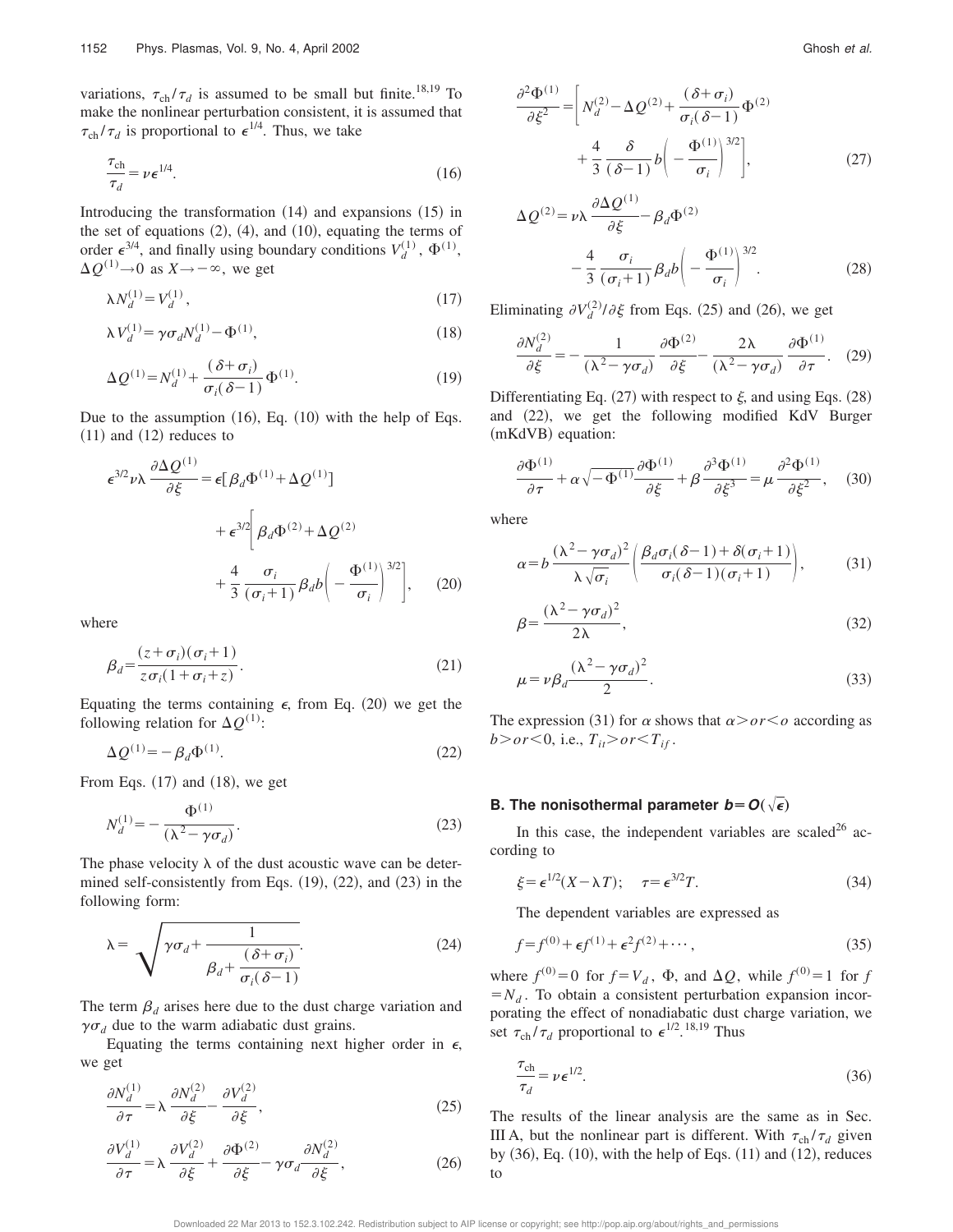variations, $\tau_{ch}/\tau_d$ is assumed to be small but finite.[18,19] To make the nonlinear perturbation consistent, it is assumed that $\tau_{ch}/\tau_d$ is proportional to $\epsilon^{1/4}$. Thus, we take

$$\frac{\tau_{ch}}{\tau_d} = \nu \epsilon^{1/4}. \tag{16}$$

Introducing the transformation (14) and expansions (15) in the set of equations (2), (4), and (10), equating the terms of order $\epsilon^{3/4}$, and finally using boundary conditions $V_d^{(1)}$, $\Phi^{(1)}$, $\Delta Q^{(1)} \to 0$ as $X \to -\infty$, we get

$$\lambda N_d^{(1)} = V_d^{(1)}, \tag{17}$$

$$\lambda V_d^{(1)} = \gamma \sigma_d N_d^{(1)} - \Phi^{(1)}, \tag{18}$$

$$\Delta Q^{(1)} = N_d^{(1)} + \frac{(\delta + \sigma_i)}{\sigma_i(\delta - 1)} \Phi^{(1)}. \tag{19}$$

Due to the assumption (16), Eq. (10) with the help of Eqs. (11) and (12) reduces to

$$\epsilon^{3/2} \nu \lambda \frac{\partial \Delta Q^{(1)}}{\partial \xi} = \epsilon [\beta_d \Phi^{(1)} + \Delta Q^{(1)}] + \epsilon^{3/2} \left[ \beta_d \Phi^{(2)} + \Delta Q^{(2)} + \frac{4}{3} \frac{\sigma_i}{(\sigma_i + 1)} \beta_d b \left( -\frac{\Phi^{(1)}}{\sigma_i} \right)^{3/2} \right], \tag{20}$$

where

$$\beta_d = \frac{(z + \sigma_i)(\sigma_i + 1)}{z \sigma_i (1 + \sigma_i + z)}. \tag{21}$$

Equating the terms containing $\epsilon$, from Eq. (20) we get the following relation for $\Delta Q^{(1)}$:

$$\Delta Q^{(1)} = -\beta_d \Phi^{(1)}. \tag{22}$$

From Eqs. (17) and (18), we get

$$N_d^{(1)} = -\frac{\Phi^{(1)}}{(\lambda^2 - \gamma \sigma_d)}. \tag{23}$$

The phase velocity $\lambda$ of the dust acoustic wave can be determined self-consistently from Eqs. (19), (22), and (23) in the following form:

$$\lambda = \sqrt{\gamma \sigma_d + \frac{1}{\beta_d + \dfrac{(\delta + \sigma_i)}{\sigma_i(\delta - 1)}}}. \tag{24}$$

The term $\beta_d$ arises here due to the dust charge variation and $\gamma \sigma_d$ due to the warm adiabatic dust grains.

Equating the terms containing next higher order in $\epsilon$, we get

$$\frac{\partial N_d^{(1)}}{\partial \tau} = \lambda \frac{\partial N_d^{(2)}}{\partial \xi} - \frac{\partial V_d^{(2)}}{\partial \xi}, \tag{25}$$

$$\frac{\partial V_d^{(1)}}{\partial \tau} = \lambda \frac{\partial V_d^{(2)}}{\partial \xi} + \frac{\partial \Phi^{(2)}}{\partial \xi} - \gamma \sigma_d \frac{\partial N_d^{(2)}}{\partial \xi}, \tag{26}$$

$$\frac{\partial^2 \Phi^{(1)}}{\partial \xi^2} = \left[ N_d^{(2)} - \Delta Q^{(2)} + \frac{(\delta + \sigma_i)}{\sigma_i(\delta - 1)} \Phi^{(2)} + \frac{4}{3} \frac{\delta}{(\delta - 1)} b \left( -\frac{\Phi^{(1)}}{\sigma_i} \right)^{3/2} \right], \tag{27}$$

$$\Delta Q^{(2)} = \nu \lambda \frac{\partial \Delta Q^{(1)}}{\partial \xi} - \beta_d \Phi^{(2)} - \frac{4}{3} \frac{\sigma_i}{(\sigma_i + 1)} \beta_d b \left( -\frac{\Phi^{(1)}}{\sigma_i} \right)^{3/2}. \tag{28}$$

Eliminating $\partial V_d^{(2)}/\partial \xi$ from Eqs. (25) and (26), we get

$$\frac{\partial N_d^{(2)}}{\partial \xi} = -\frac{1}{(\lambda^2 - \gamma \sigma_d)} \frac{\partial \Phi^{(2)}}{\partial \xi} - \frac{2\lambda}{(\lambda^2 - \gamma \sigma_d)} \frac{\partial \Phi^{(1)}}{\partial \tau}. \tag{29}$$

Differentiating Eq. (27) with respect to $\xi$, and using Eqs. (28) and (22), we get the following modified KdV Burger (mKdVB) equation:

$$\frac{\partial \Phi^{(1)}}{\partial \tau} + \alpha \sqrt{-\Phi^{(1)}} \frac{\partial \Phi^{(1)}}{\partial \xi} + \beta \frac{\partial^3 \Phi^{(1)}}{\partial \xi^3} = \mu \frac{\partial^2 \Phi^{(1)}}{\partial \xi^2}, \tag{30}$$

where

$$\alpha = b \frac{(\lambda^2 - \gamma \sigma_d)^2}{\lambda \sqrt{\sigma_i}} \left( \frac{\beta_d \sigma_i (\delta - 1) + \delta(\sigma_i + 1)}{\sigma_i (\delta - 1)(\sigma_i + 1)} \right), \tag{31}$$

$$\beta = \frac{(\lambda^2 - \gamma \sigma_d)^2}{2\lambda}, \tag{32}$$

$$\mu = \nu \beta_d \frac{(\lambda^2 - \gamma \sigma_d)^2}{2}. \tag{33}$$

The expression (31) for $\alpha$ shows that $\alpha > or < o$ according as $b > or < 0$, i.e., $T_{it} > or < T_{if}$.

### B. The nonisothermal parameter $b = O(\sqrt{\epsilon})$

In this case, the independent variables are scaled[26] according to

$$\xi = \epsilon^{1/2}(X - \lambda T); \quad \tau = \epsilon^{3/2} T. \tag{34}$$

The dependent variables are expressed as

$$f = f^{(0)} + \epsilon f^{(1)} + \epsilon^2 f^{(2)} + \cdots, \tag{35}$$

where $f^{(0)} = 0$ for $f = V_d$, $\Phi$, and $\Delta Q$, while $f^{(0)} = 1$ for $f = N_d$. To obtain a consistent perturbation expansion incorporating the effect of nonadiabatic dust charge variation, we set $\tau_{ch}/\tau_d$ proportional to $\epsilon^{1/2}$.[18,19] Thus

$$\frac{\tau_{ch}}{\tau_d} = \nu \epsilon^{1/2}. \tag{36}$$

The results of the linear analysis are the same as in Sec. III A, but the nonlinear part is different. With $\tau_{ch}/\tau_d$ given by (36), Eq. (10), with the help of Eqs. (11) and (12), reduces to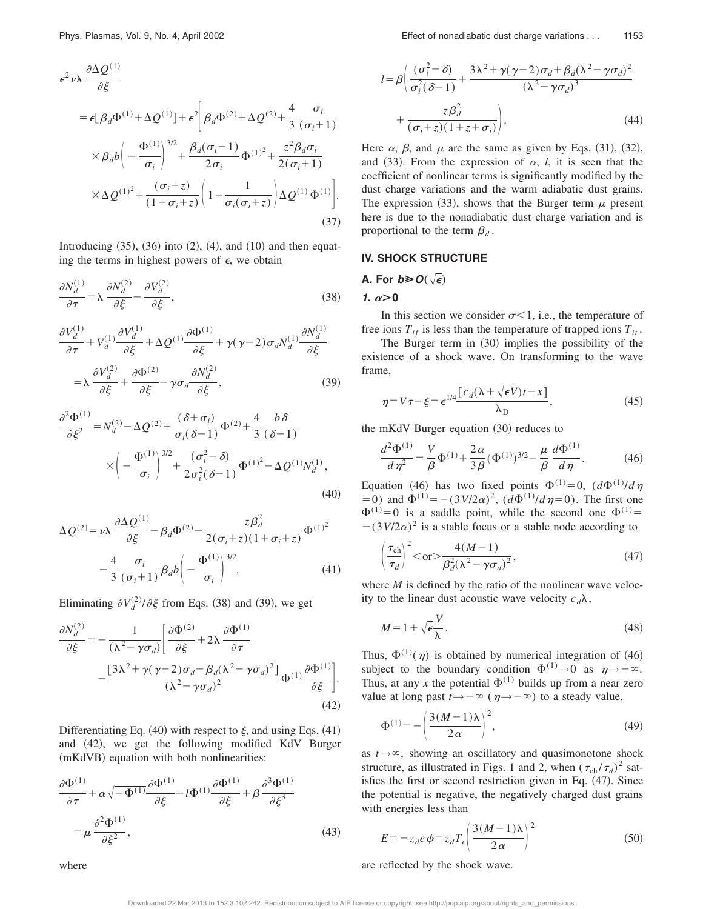$$\epsilon^2 \nu\lambda \frac{\partial \Delta Q^{(1)}}{\partial \xi}$$

$$= \epsilon[\beta_d \Phi^{(1)} + \Delta Q^{(1)}] + \epsilon^2 \bigg[ \beta_d \Phi^{(2)} + \Delta Q^{(2)} + \frac{4}{3}\frac{\sigma_i}{(\sigma_i+1)} \times \beta_d b \bigg( -\frac{\Phi^{(1)}}{\sigma_i} \bigg)^{3/2} + \frac{\beta_d(\sigma_i - 1)}{2\sigma_i} \Phi^{(1)^2} + \frac{z^2 \beta_d \sigma_i}{2(\sigma_i+1)} \times \Delta Q^{(1)^2} + \frac{(\sigma_i + z)}{(1+\sigma_i+z)} \bigg( 1 - \frac{1}{\sigma_i(\sigma_i+z)} \bigg) \Delta Q^{(1)} \Phi^{(1)} \bigg]. \tag{37}$$

Introducing (35), (36) into (2), (4), and (10) and then equating the terms in highest powers of $\epsilon$, we obtain

$$\frac{\partial N_d^{(1)}}{\partial \tau} = \lambda \frac{\partial N_d^{(2)}}{\partial \xi} - \frac{\partial V_d^{(2)}}{\partial \xi}, \tag{38}$$

$$\frac{\partial V_d^{(1)}}{\partial \tau} + V_d^{(1)} \frac{\partial V_d^{(1)}}{\partial \xi} + \Delta Q^{(1)} \frac{\partial \Phi^{(1)}}{\partial \xi} + \gamma(\gamma-2)\sigma_d N_d^{(1)} \frac{\partial N_d^{(1)}}{\partial \xi} = \lambda \frac{\partial V_d^{(2)}}{\partial \xi} + \frac{\partial \Phi^{(2)}}{\partial \xi} - \gamma \sigma_d \frac{\partial N_d^{(2)}}{\partial \xi}, \tag{39}$$

$$\frac{\partial^2 \Phi^{(1)}}{\partial \xi^2} = N_d^{(2)} - \Delta Q^{(2)} + \frac{(\delta+\sigma_i)}{\sigma_i(\delta-1)} \Phi^{(2)} + \frac{4}{3}\frac{b\delta}{(\delta-1)} \times \bigg( -\frac{\Phi^{(1)}}{\sigma_i} \bigg)^{3/2} + \frac{(\sigma_i^2 - \delta)}{2\sigma_i^2(\delta-1)} \Phi^{(1)^2} - \Delta Q^{(1)} N_d^{(1)}, \tag{40}$$

$$\Delta Q^{(2)} = \nu\lambda \frac{\partial \Delta Q^{(1)}}{\partial \xi} - \beta_d \Phi^{(2)} - \frac{z\beta_d^2}{2(\sigma_i+z)(1+\sigma_i+z)} \Phi^{(1)^2} - \frac{4}{3}\frac{\sigma_i}{(\sigma_i+1)} \beta_d b \bigg( -\frac{\Phi^{(1)}}{\sigma_i} \bigg)^{3/2}. \tag{41}$$

Eliminating $\partial V_d^{(2)}/\partial \xi$ from Eqs. (38) and (39), we get

$$\frac{\partial N_d^{(2)}}{\partial \xi} = -\frac{1}{(\lambda^2 - \gamma\sigma_d)} \bigg[ \frac{\partial \Phi^{(2)}}{\partial \xi} + 2\lambda \frac{\partial \Phi^{(1)}}{\partial \tau} - \frac{[3\lambda^2 + \gamma(\gamma-2)\sigma_d - \beta_d(\lambda^2 - \gamma\sigma_d)^2]}{(\lambda^2 - \gamma\sigma_d)^2} \Phi^{(1)} \frac{\partial \Phi^{(1)}}{\partial \xi} \bigg]. \tag{42}$$

Differentiating Eq. (40) with respect to $\xi$, and using Eqs. (41) and (42), we get the following modified KdV Burger (mKdVB) equation with both nonlinearities:

$$\frac{\partial \Phi^{(1)}}{\partial \tau} + \alpha \sqrt{-\Phi^{(1)}} \frac{\partial \Phi^{(1)}}{\partial \xi} - l\Phi^{(1)} \frac{\partial \Phi^{(1)}}{\partial \xi} + \beta \frac{\partial^3 \Phi^{(1)}}{\partial \xi^3} = \mu \frac{\partial^2 \Phi^{(1)}}{\partial \xi^2}, \tag{43}$$

where

$$l = \beta \bigg( \frac{(\sigma_i^2 - \delta)}{\sigma_i^2(\delta-1)} + \frac{3\lambda^2 + \gamma(\gamma-2)\sigma_d + \beta_d(\lambda^2 - \gamma\sigma_d)^2}{(\lambda^2 - \gamma\sigma_d)^3} + \frac{z\beta_d^2}{(\sigma_i+z)(1+z+\sigma_i)} \bigg). \tag{44}$$

Here $\alpha$, $\beta$, and $\mu$ are the same as given by Eqs. (31), (32), and (33). From the expression of $\alpha$, $l$, it is seen that the coefficient of nonlinear terms is significantly modified by the dust charge variations and the warm adiabatic dust grains. The expression (33), shows that the Burger term $\mu$ present here is due to the nonadiabatic dust charge variation and is proportional to the term $\beta_d$.

## IV. SHOCK STRUCTURE

### A. For $b \gg O(\sqrt{\epsilon})$

#### *1.* $\alpha > 0$

In this section we consider $\sigma < 1$, i.e., the temperature of free ions $T_{if}$ is less than the temperature of trapped ions $T_{it}$.

The Burger term in (30) implies the possibility of the existence of a shock wave. On transforming to the wave frame,

$$\eta = V\tau - \xi = \epsilon^{1/4} \frac{[c_d(\lambda + \sqrt{\epsilon}V)t - x]}{\lambda_D}, \tag{45}$$

the mKdV Burger equation (30) reduces to

$$\frac{d^2 \Phi^{(1)}}{d\eta^2} = \frac{V}{\beta} \Phi^{(1)} + \frac{2\alpha}{3\beta} (\Phi^{(1)})^{3/2} - \frac{\mu}{\beta} \frac{d\Phi^{(1)}}{d\eta}. \tag{46}$$

Equation (46) has two fixed points $\Phi^{(1)} = 0$, $(d\Phi^{(1)}/d\eta = 0)$ and $\Phi^{(1)} = -(3V/2\alpha)^2$, $(d\Phi^{(1)}/d\eta = 0)$. The first one $\Phi^{(1)} = 0$ is a saddle point, while the second one $\Phi^{(1)} = -(3V/2\alpha)^2$ is a stable focus or a stable node according to

$$\bigg( \frac{\tau_{\text{ch}}}{\tau_d} \bigg)^2 < \text{or} > \frac{4(M-1)}{\beta_d^2(\lambda^2 - \gamma\sigma_d)^2}, \tag{47}$$

where $M$ is defined by the ratio of the nonlinear wave velocity to the linear dust acoustic wave velocity $c_d \lambda$,

$$M = 1 + \sqrt{\epsilon} \frac{V}{\lambda}. \tag{48}$$

Thus, $\Phi^{(1)}(\eta)$ is obtained by numerical integration of (46) subject to the boundary condition $\Phi^{(1)} \to 0$ as $\eta \to -\infty$. Thus, at any $x$ the potential $\Phi^{(1)}$ builds up from a near zero value at long past $t \to -\infty$ ($\eta \to -\infty$) to a steady value,

$$\Phi^{(1)} = -\bigg( \frac{3(M-1)\lambda}{2\alpha} \bigg)^2, \tag{49}$$

as $t \to \infty$, showing an oscillatory and quasimonotone shock structure, as illustrated in Figs. 1 and 2, when $(\tau_{\text{ch}}/\tau_d)^2$ satisfies the first or second restriction given in Eq. (47). Since the potential is negative, the negatively charged dust grains with energies less than

$$E = -z_d e \phi = z_d T_e \bigg( \frac{3(M-1)\lambda}{2\alpha} \bigg)^2 \tag{50}$$

are reflected by the shock wave.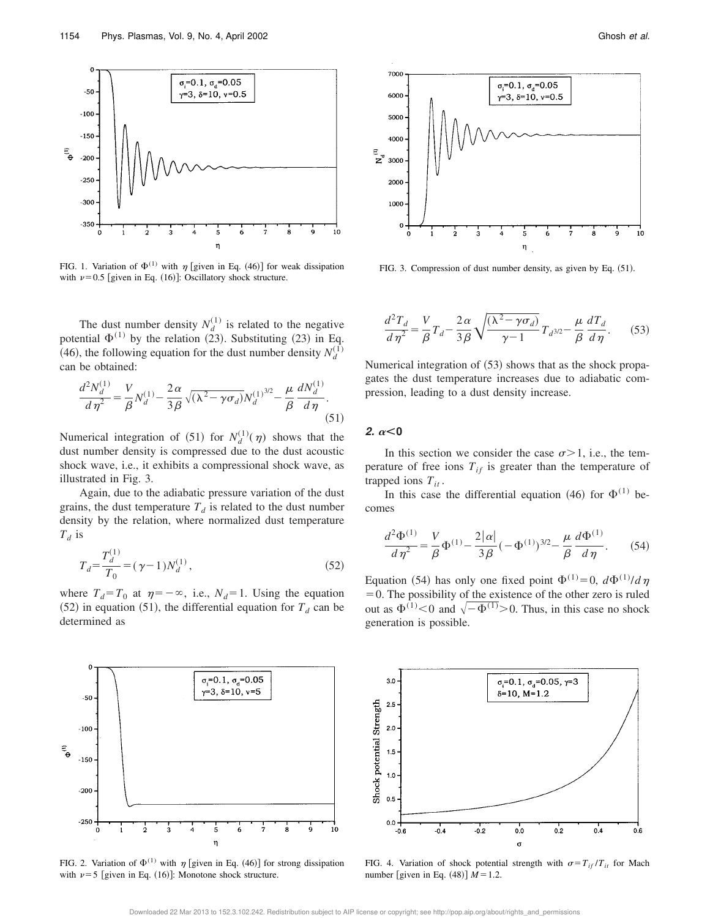FIG. 1. Variation of $\Phi^{(1)}$ with $\eta$ [given in Eq. (46)] for weak dissipation with $\nu=0.5$ [given in Eq. (16)]: Oscillatory shock structure.

FIG. 3. Compression of dust number density, as given by Eq. (51).

The dust number density $N_d^{(1)}$ is related to the negative potential $\Phi^{(1)}$ by the relation (23). Substituting (23) in Eq. (46), the following equation for the dust number density $N_d^{(1)}$ can be obtained:

$$\frac{d^2 N_d^{(1)}}{d\eta^2} = \frac{V}{\beta} N_d^{(1)} - \frac{2\alpha}{3\beta}\sqrt{(\lambda^2-\gamma\sigma_d)} N_d^{(1)^{3/2}} - \frac{\mu}{\beta}\frac{dN_d^{(1)}}{d\eta}. \tag{51}$$

Numerical integration of (51) for $N_d^{(1)}(\eta)$ shows that the dust number density is compressed due to the dust acoustic shock wave, i.e., it exhibits a compressional shock wave, as illustrated in Fig. 3.

Again, due to the adiabatic pressure variation of the dust grains, the dust temperature $T_d$ is related to the dust number density by the relation, where normalized dust temperature $T_d$ is

$$T_d = \frac{T_d^{(1)}}{T_0} = (\gamma-1) N_d^{(1)}, \tag{52}$$

where $T_d = T_0$ at $\eta = -\infty$, i.e., $N_d = 1$. Using the equation (52) in equation (51), the differential equation for $T_d$ can be determined as

$$\frac{d^2 T_d}{d\eta^2} = \frac{V}{\beta} T_d - \frac{2\alpha}{3\beta}\sqrt{\frac{(\lambda^2-\gamma\sigma_d)}{\gamma-1}} T_{d^{3/2}} - \frac{\mu}{\beta}\frac{dT_d}{d\eta}. \tag{53}$$

Numerical integration of (53) shows that as the shock propagates the dust temperature increases due to adiabatic compression, leading to a dust density increase.

### *2. $\alpha<0$*

In this section we consider the case $\sigma>1$, i.e., the temperature of free ions $T_{if}$ is greater than the temperature of trapped ions $T_{it}$.

In this case the differential equation (46) for $\Phi^{(1)}$ becomes

$$\frac{d^2\Phi^{(1)}}{d\eta^2} = \frac{V}{\beta}\Phi^{(1)} - \frac{2|\alpha|}{3\beta}(-\Phi^{(1)})^{3/2} - \frac{\mu}{\beta}\frac{d\Phi^{(1)}}{d\eta}. \tag{54}$$

Equation (54) has only one fixed point $\Phi^{(1)}=0$, $d\Phi^{(1)}/d\eta = 0$. The possibility of the existence of the other zero is ruled out as $\Phi^{(1)}<0$ and $\sqrt{-\Phi^{(1)}}>0$. Thus, in this case no shock generation is possible.

FIG. 2. Variation of $\Phi^{(1)}$ with $\eta$ [given in Eq. (46)] for strong dissipation with $\nu=5$ [given in Eq. (16)]: Monotone shock structure.

FIG. 4. Variation of shock potential strength with $\sigma = T_{if}/T_{it}$ for Mach number [given in Eq. (48)] $M=1.2$.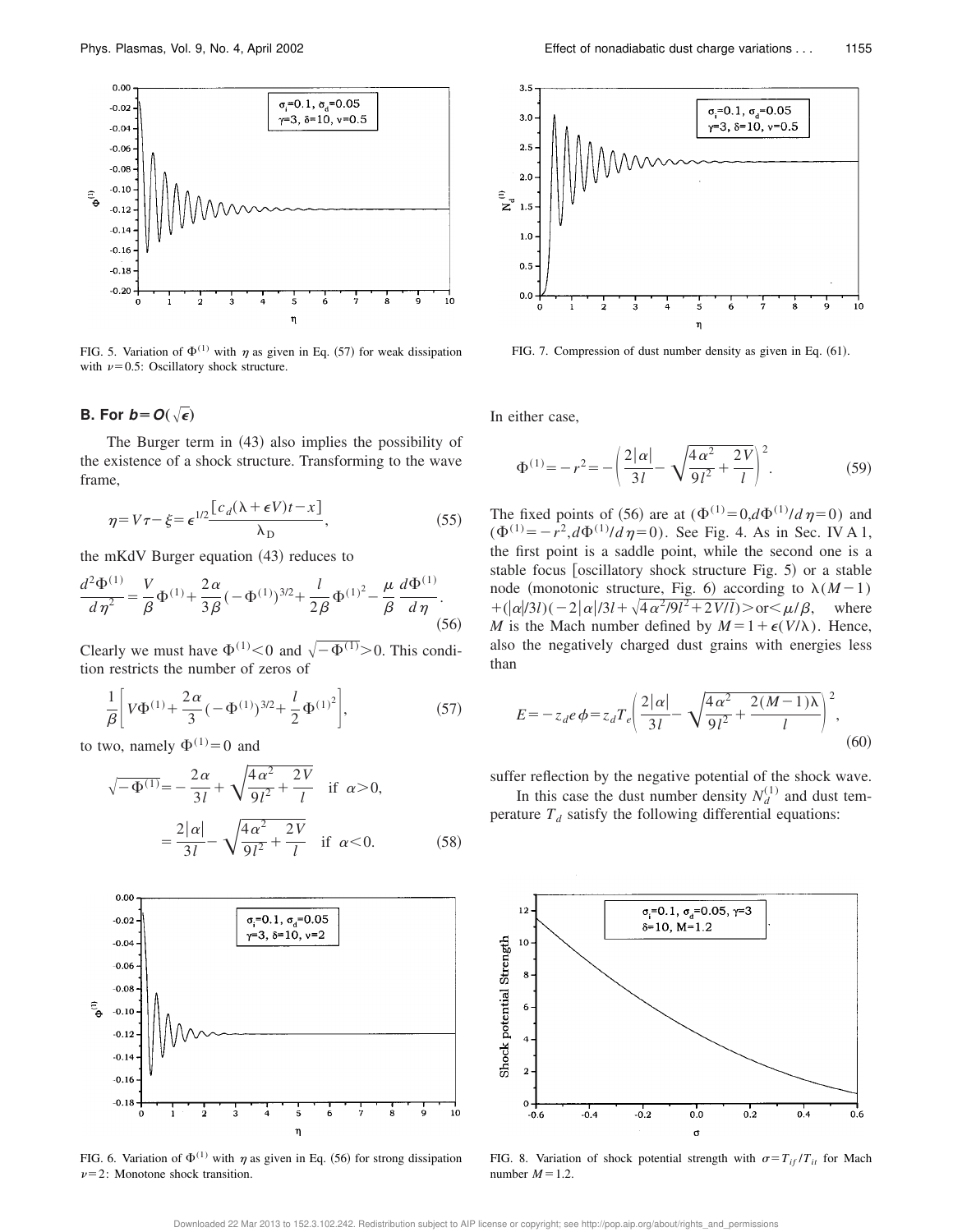FIG. 5. Variation of $\Phi^{(1)}$ with $\eta$ as given in Eq. (57) for weak dissipation with $\nu=0.5$: Oscillatory shock structure.

FIG. 7. Compression of dust number density as given in Eq. (61).

### B. For $b=O(\sqrt{\epsilon})$

The Burger term in (43) also implies the possibility of the existence of a shock structure. Transforming to the wave frame,

$$\eta=V\tau-\xi=\epsilon^{1/2}\frac{[c_d(\lambda+\epsilon V)t-x]}{\lambda_{\mathrm{D}}},\tag{55}$$

the mKdV Burger equation (43) reduces to

$$\frac{d^2\Phi^{(1)}}{d\eta^2}=\frac{V}{\beta}\Phi^{(1)}+\frac{2\alpha}{3\beta}(-\Phi^{(1)})^{3/2}+\frac{l}{2\beta}\Phi^{(1)^2}-\frac{\mu}{\beta}\frac{d\Phi^{(1)}}{d\eta}.\tag{56}$$

Clearly we must have $\Phi^{(1)}<0$ and $\sqrt{-\Phi^{(1)}}>0$. This condition restricts the number of zeros of

$$\frac{1}{\beta}\left[V\Phi^{(1)}+\frac{2\alpha}{3}(-\Phi^{(1)})^{3/2}+\frac{l}{2}\Phi^{(1)^2}\right],\tag{57}$$

to two, namely $\Phi^{(1)}=0$ and

$$\begin{aligned}\sqrt{-\Phi^{(1)}}&=-\frac{2\alpha}{3l}+\sqrt{\frac{4\alpha^2}{9l^2}+\frac{2V}{l}}\quad\text{if }\alpha>0,\\&=\frac{2|\alpha|}{3l}-\sqrt{\frac{4\alpha^2}{9l^2}+\frac{2V}{l}}\quad\text{if }\alpha<0.\end{aligned}\tag{58}$$

In either case,

$$\Phi^{(1)}=-r^2=-\left(\frac{2|\alpha|}{3l}-\sqrt{\frac{4\alpha^2}{9l^2}+\frac{2V}{l}}\right)^2.\tag{59}$$

The fixed points of (56) are at $(\Phi^{(1)}=0,d\Phi^{(1)}/d\eta=0)$ and $(\Phi^{(1)}=-r^2,d\Phi^{(1)}/d\eta=0)$. See Fig. 4. As in Sec. IV A 1, the first point is a saddle point, while the second one is a stable focus [oscillatory shock structure Fig. 5) or a stable node (monotonic structure, Fig. 6) according to $\lambda(M-1)+(|\alpha|/3l)(-2|\alpha|/3l+\sqrt{4\alpha^2/9l^2+2V/l})>\text{or}<\mu/\beta$, where $M$ is the Mach number defined by $M=1+\epsilon(V/\lambda)$. Hence, also the negatively charged dust grains with energies less than

$$E=-z_d e\phi=z_d T_e\left(\frac{2|\alpha|}{3l}-\sqrt{\frac{4\alpha^2}{9l^2}+\frac{2(M-1)\lambda}{l}}\right)^2,\tag{60}$$

suffer reflection by the negative potential of the shock wave.

In this case the dust number density $N_d^{(1)}$ and dust temperature $T_d$ satisfy the following differential equations:

FIG. 6. Variation of $\Phi^{(1)}$ with $\eta$ as given in Eq. (56) for strong dissipation $\nu=2$: Monotone shock transition.

FIG. 8. Variation of shock potential strength with $\sigma=T_{if}/T_{it}$ for Mach number $M=1.2$.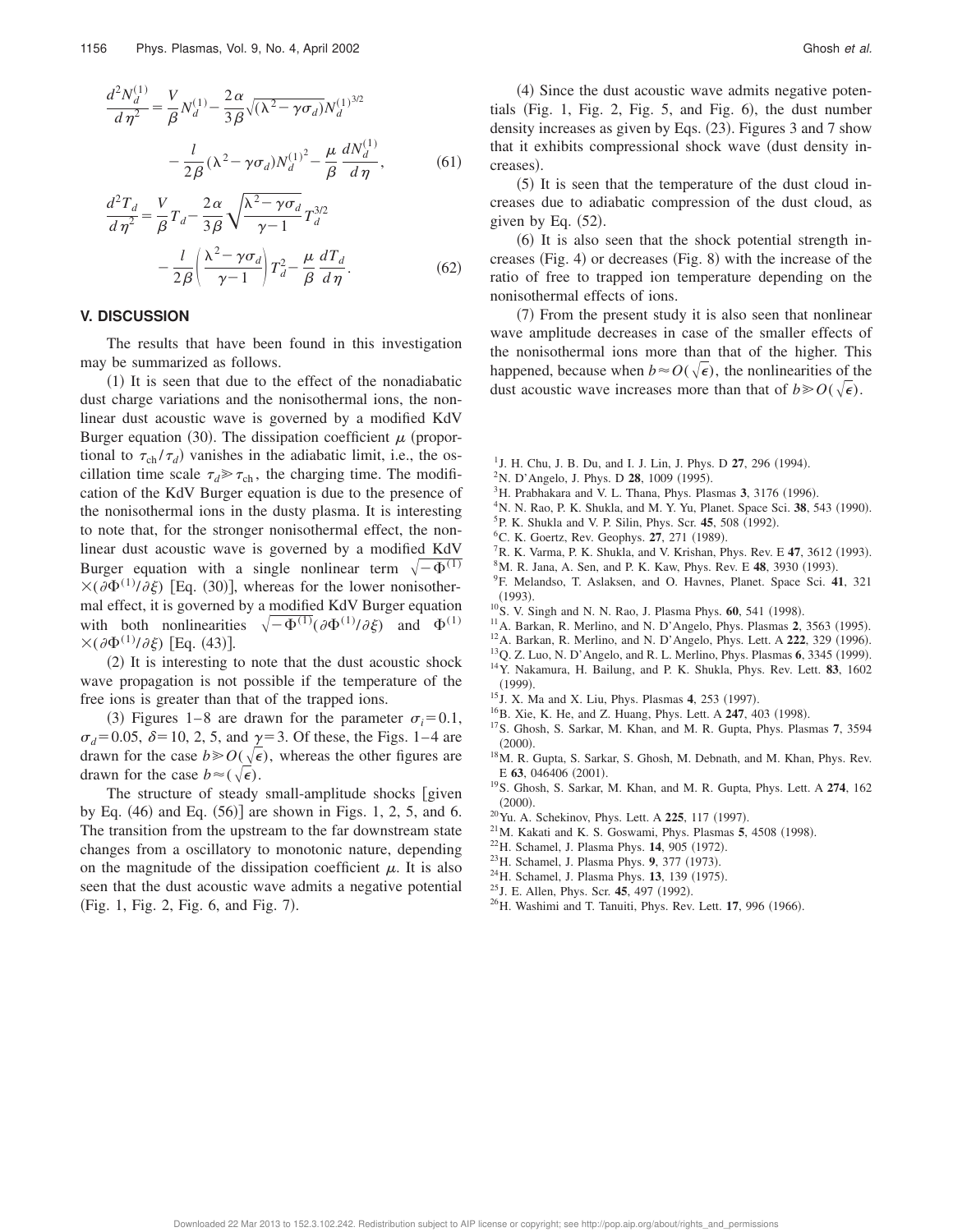$$\frac{d^2N_d^{(1)}}{d\eta^2}=\frac{V}{\beta}N_d^{(1)}-\frac{2\alpha}{3\beta}\sqrt{(\lambda^2-\gamma\sigma_d)}N_d^{(1)^{3/2}}-\frac{l}{2\beta}(\lambda^2-\gamma\sigma_d)N_d^{(1)^2}-\frac{\mu}{\beta}\frac{dN_d^{(1)}}{d\eta}, \tag{61}$$

$$\frac{d^2T_d}{d\eta^2}=\frac{V}{\beta}T_d-\frac{2\alpha}{3\beta}\sqrt{\frac{\lambda^2-\gamma\sigma_d}{\gamma-1}}T_d^{3/2}-\frac{l}{2\beta}\left(\frac{\lambda^2-\gamma\sigma_d}{\gamma-1}\right)T_d^2-\frac{\mu}{\beta}\frac{dT_d}{d\eta}. \tag{62}$$

## V. DISCUSSION

The results that have been found in this investigation may be summarized as follows.

(1) It is seen that due to the effect of the nonadiabatic dust charge variations and the nonisothermal ions, the nonlinear dust acoustic wave is governed by a modified KdV Burger equation (30). The dissipation coefficient $\mu$ (proportional to $\tau_{ch}/\tau_d$) vanishes in the adiabatic limit, i.e., the oscillation time scale $\tau_d \gg \tau_{ch}$, the charging time. The modification of the KdV Burger equation is due to the presence of the nonisothermal ions in the dusty plasma. It is interesting to note that, for the stronger nonisothermal effect, the nonlinear dust acoustic wave is governed by a modified KdV Burger equation with a single nonlinear term $\sqrt{-\Phi^{(1)}}\times(\partial\Phi^{(1)}/\partial\xi)$ [Eq. (30)], whereas for the lower nonisothermal effect, it is governed by a modified KdV Burger equation with both nonlinearities $\sqrt{-\Phi^{(1)}}(\partial\Phi^{(1)}/\partial\xi)$ and $\Phi^{(1)}\times(\partial\Phi^{(1)}/\partial\xi)$ [Eq. (43)].

(2) It is interesting to note that the dust acoustic shock wave propagation is not possible if the temperature of the free ions is greater than that of the trapped ions.

(3) Figures 1–8 are drawn for the parameter $\sigma_i=0.1$, $\sigma_d=0.05$, $\delta=10$, 2, 5, and $\gamma=3$. Of these, the Figs. 1–4 are drawn for the case $b \gg O(\sqrt{\epsilon})$, whereas the other figures are drawn for the case $b \approx (\sqrt{\epsilon})$.

The structure of steady small-amplitude shocks [given by Eq. (46) and Eq. (56)] are shown in Figs. 1, 2, 5, and 6. The transition from the upstream to the far downstream state changes from a oscillatory to monotonic nature, depending on the magnitude of the dissipation coefficient $\mu$. It is also seen that the dust acoustic wave admits a negative potential (Fig. 1, Fig. 2, Fig. 6, and Fig. 7).

(4) Since the dust acoustic wave admits negative potentials (Fig. 1, Fig. 2, Fig. 5, and Fig. 6), the dust number density increases as given by Eqs. (23). Figures 3 and 7 show that it exhibits compressional shock wave (dust density increases).

(5) It is seen that the temperature of the dust cloud increases due to adiabatic compression of the dust cloud, as given by Eq. (52).

(6) It is also seen that the shock potential strength increases (Fig. 4) or decreases (Fig. 8) with the increase of the ratio of free to trapped ion temperature depending on the nonisothermal effects of ions.

(7) From the present study it is also seen that nonlinear wave amplitude decreases in case of the smaller effects of the nonisothermal ions more than that of the higher. This happened, because when $b \approx O(\sqrt{\epsilon})$, the nonlinearities of the dust acoustic wave increases more than that of $b \gg O(\sqrt{\epsilon})$.

[1] J. H. Chu, J. B. Du, and I. J. Lin, J. Phys. D **27**, 296 (1994).
[2] N. D'Angelo, J. Phys. D **28**, 1009 (1995).
[3] H. Prabhakara and V. L. Thana, Phys. Plasmas **3**, 3176 (1996).
[4] N. N. Rao, P. K. Shukla, and M. Y. Yu, Planet. Space Sci. **38**, 543 (1990).
[5] P. K. Shukla and V. P. Silin, Phys. Scr. **45**, 508 (1992).
[6] C. K. Goertz, Rev. Geophys. **27**, 271 (1989).
[7] R. K. Varma, P. K. Shukla, and V. Krishan, Phys. Rev. E **47**, 3612 (1993).
[8] M. R. Jana, A. Sen, and P. K. Kaw, Phys. Rev. E **48**, 3930 (1993).
[9] F. Melandso, T. Aslaksen, and O. Havnes, Planet. Space Sci. **41**, 321 (1993).
[10] S. V. Singh and N. N. Rao, J. Plasma Phys. **60**, 541 (1998).
[11] A. Barkan, R. Merlino, and N. D'Angelo, Phys. Plasmas **2**, 3563 (1995).
[12] A. Barkan, R. Merlino, and N. D'Angelo, Phys. Lett. A **222**, 329 (1996).
[13] Q. Z. Luo, N. D'Angelo, and R. L. Merlino, Phys. Plasmas **6**, 3345 (1999).
[14] Y. Nakamura, H. Bailung, and P. K. Shukla, Phys. Rev. Lett. **83**, 1602 (1999).
[15] J. X. Ma and X. Liu, Phys. Plasmas **4**, 253 (1997).
[16] B. Xie, K. He, and Z. Huang, Phys. Lett. A **247**, 403 (1998).
[17] S. Ghosh, S. Sarkar, M. Khan, and M. R. Gupta, Phys. Plasmas **7**, 3594 (2000).
[18] M. R. Gupta, S. Sarkar, S. Ghosh, M. Debnath, and M. Khan, Phys. Rev. E **63**, 046406 (2001).
[19] S. Ghosh, S. Sarkar, M. Khan, and M. R. Gupta, Phys. Lett. A **274**, 162 (2000).
[20] Yu. A. Schekinov, Phys. Lett. A **225**, 117 (1997).
[21] M. Kakati and K. S. Goswami, Phys. Plasmas **5**, 4508 (1998).
[22] H. Schamel, J. Plasma Phys. **14**, 905 (1972).
[23] H. Schamel, J. Plasma Phys. **9**, 377 (1973).
[24] H. Schamel, J. Plasma Phys. **13**, 139 (1975).
[25] J. E. Allen, Phys. Scr. **45**, 497 (1992).
[26] H. Washimi and T. Tanuiti, Phys. Rev. Lett. **17**, 996 (1966).